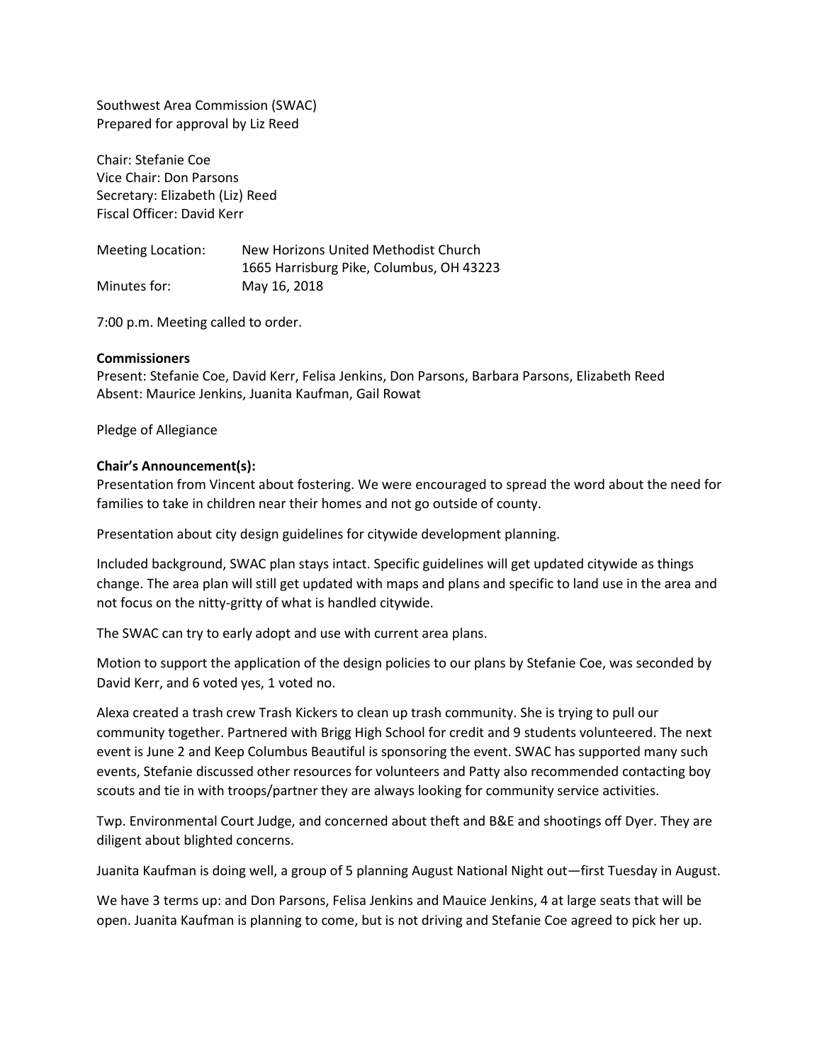Southwest Area Commission (SWAC)
Prepared for approval by Liz Reed

Chair: Stefanie Coe
Vice Chair: Don Parsons
Secretary: Elizabeth (Liz) Reed
Fiscal Officer: David Kerr

| | |
|---|---|
| Meeting Location: | New Horizons United Methodist Church<br>1665 Harrisburg Pike, Columbus, OH 43223 |
| Minutes for: | May 16, 2018 |

7:00 p.m. Meeting called to order.

**Commissioners**
Present: Stefanie Coe, David Kerr, Felisa Jenkins, Don Parsons, Barbara Parsons, Elizabeth Reed
Absent: Maurice Jenkins, Juanita Kaufman, Gail Rowat

Pledge of Allegiance

**Chair's Announcement(s):**
Presentation from Vincent about fostering. We were encouraged to spread the word about the need for families to take in children near their homes and not go outside of county.

Presentation about city design guidelines for citywide development planning.

Included background, SWAC plan stays intact. Specific guidelines will get updated citywide as things change. The area plan will still get updated with maps and plans and specific to land use in the area and not focus on the nitty-gritty of what is handled citywide.

The SWAC can try to early adopt and use with current area plans.

Motion to support the application of the design policies to our plans by Stefanie Coe, was seconded by David Kerr, and 6 voted yes, 1 voted no.

Alexa created a trash crew Trash Kickers to clean up trash community. She is trying to pull our community together. Partnered with Brigg High School for credit and 9 students volunteered. The next event is June 2 and Keep Columbus Beautiful is sponsoring the event. SWAC has supported many such events, Stefanie discussed other resources for volunteers and Patty also recommended contacting boy scouts and tie in with troops/partner they are always looking for community service activities.

Twp. Environmental Court Judge, and concerned about theft and B&E and shootings off Dyer. They are diligent about blighted concerns.

Juanita Kaufman is doing well, a group of 5 planning August National Night out—first Tuesday in August.

We have 3 terms up: and Don Parsons, Felisa Jenkins and Mauice Jenkins, 4 at large seats that will be open. Juanita Kaufman is planning to come, but is not driving and Stefanie Coe agreed to pick her up.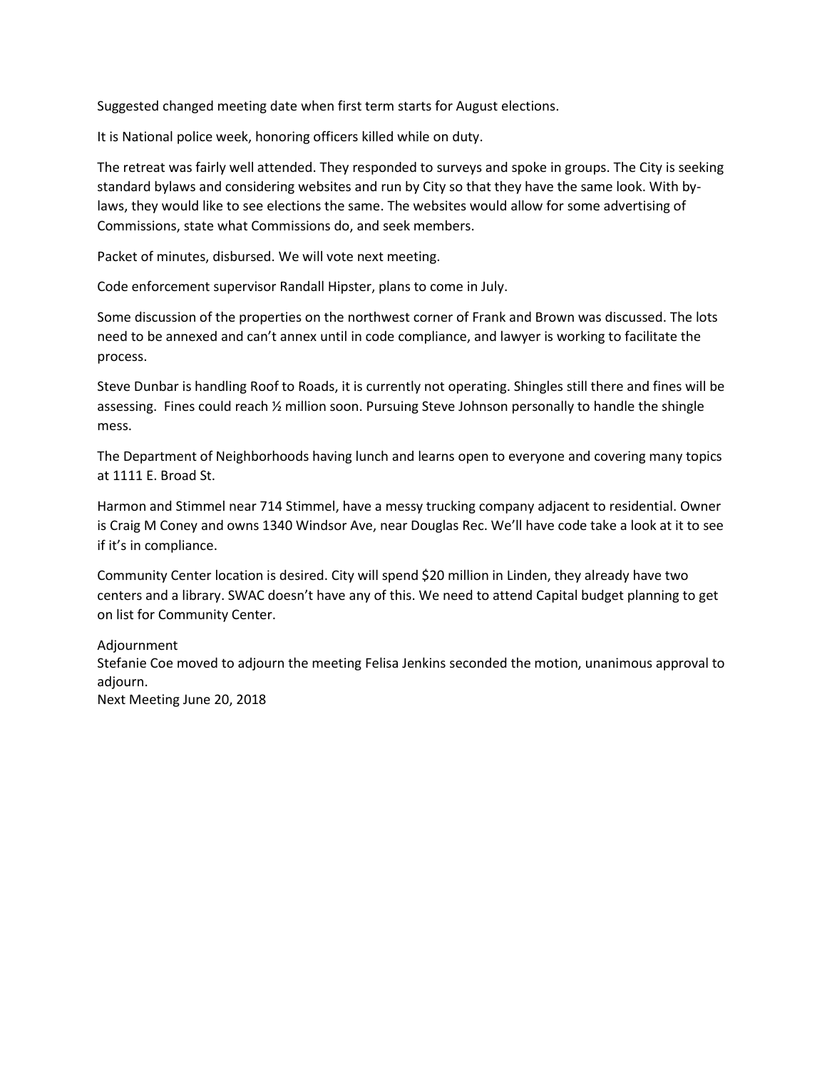Suggested changed meeting date when first term starts for August elections.

It is National police week, honoring officers killed while on duty.

The retreat was fairly well attended. They responded to surveys and spoke in groups. The City is seeking standard bylaws and considering websites and run by City so that they have the same look. With by-laws, they would like to see elections the same. The websites would allow for some advertising of Commissions, state what Commissions do, and seek members.

Packet of minutes, disbursed. We will vote next meeting.

Code enforcement supervisor Randall Hipster, plans to come in July.

Some discussion of the properties on the northwest corner of Frank and Brown was discussed. The lots need to be annexed and can't annex until in code compliance, and lawyer is working to facilitate the process.

Steve Dunbar is handling Roof to Roads, it is currently not operating. Shingles still there and fines will be assessing. Fines could reach ½ million soon. Pursuing Steve Johnson personally to handle the shingle mess.

The Department of Neighborhoods having lunch and learns open to everyone and covering many topics at 1111 E. Broad St.

Harmon and Stimmel near 714 Stimmel, have a messy trucking company adjacent to residential. Owner is Craig M Coney and owns 1340 Windsor Ave, near Douglas Rec. We'll have code take a look at it to see if it's in compliance.

Community Center location is desired. City will spend $20 million in Linden, they already have two centers and a library. SWAC doesn't have any of this. We need to attend Capital budget planning to get on list for Community Center.

Adjournment
Stefanie Coe moved to adjourn the meeting Felisa Jenkins seconded the motion, unanimous approval to adjourn.
Next Meeting June 20, 2018